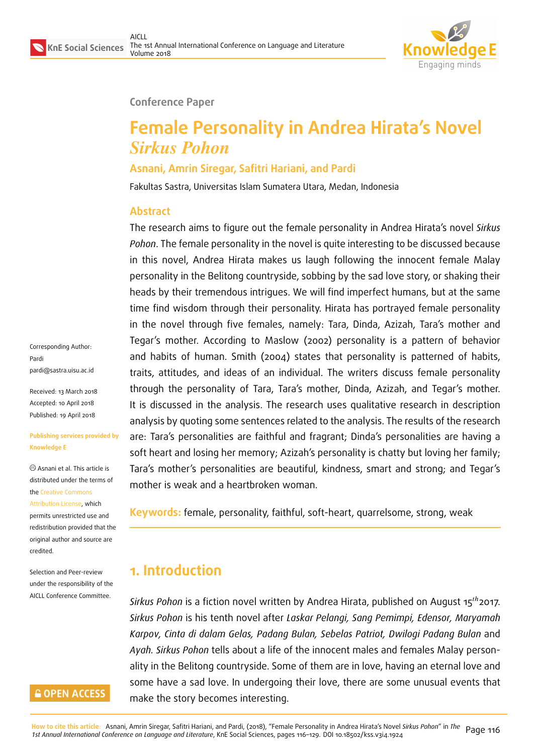Conference Paper

# Female Personality in Andrea Hirata's Novel *Sirkus Pohon*

**Asnani, Amrin Siregar, Safitri Hariani, and Pardi**

Fakultas Sastra, Universitas Islam Sumatera Utara, Medan, Indonesia

## Abstract

The research aims to figure out the female personality in Andrea Hirata's novel *Sirkus Pohon*. The female personality in the novel is quite interesting to be discussed because in this novel, Andrea Hirata makes us laugh following the innocent female Malay personality in the Belitong countryside, sobbing by the sad love story, or shaking their heads by their tremendous intrigues. We will find imperfect humans, but at the same time find wisdom through their personality. Hirata has portrayed female personality in the novel through five females, namely: Tara, Dinda, Azizah, Tara's mother and Tegar's mother. According to Maslow (2002) personality is a pattern of behavior and habits of human. Smith (2004) states that personality is patterned of habits, traits, attitudes, and ideas of an individual. The writers discuss female personality through the personality of Tara, Tara's mother, Dinda, Azizah, and Tegar's mother. It is discussed in the analysis. The research uses qualitative research in description analysis by quoting some sentences related to the analysis. The results of the research are: Tara's personalities are faithful and fragrant; Dinda's personalities are having a soft heart and losing her memory; Azizah's personality is chatty but loving her family; Tara's mother's personalities are beautiful, kindness, smart and strong; and Tegar's mother is weak and a heartbroken woman.

**Keywords:** female, personality, faithful, soft-heart, quarrelsome, strong, weak

Corresponding Author:
Pardi
pardi@sastra.uisu.ac.id

Received: 13 March 2018
Accepted: 10 April 2018
Published: 19 April 2018

**Publishing services provided by Knowledge E**

© Asnani et al. This article is distributed under the terms of the Creative Commons Attribution License, which permits unrestricted use and redistribution provided that the original author and source are credited.

Selection and Peer-review under the responsibility of the AICLL Conference Committee.

## 1. Introduction

*Sirkus Pohon* is a fiction novel written by Andrea Hirata, published on August 15$^{th}$2017. *Sirkus Pohon* is his tenth novel after *Laskar Pelangi, Sang Pemimpi, Edensor, Maryamah Karpov, Cinta di dalam Gelas, Padang Bulan, Sebelas Patriot, Dwilogi Padang Bulan* and *Ayah. Sirkus Pohon* tells about a life of the innocent males and females Malay personality in the Belitong countryside. Some of them are in love, having an eternal love and some have a sad love. In undergoing their love, there are some unusual events that make the story becomes interesting.

**How to cite this article:** Asnani, Amrin Siregar, Safitri Hariani, and Pardi, (2018), "Female Personality in Andrea Hirata's Novel *Sirkus Pohon*" in *The 1st Annual International Conference on Language and Literature*, KnE Social Sciences, pages 116–129. DOI 10.18502/kss.v3i4.1924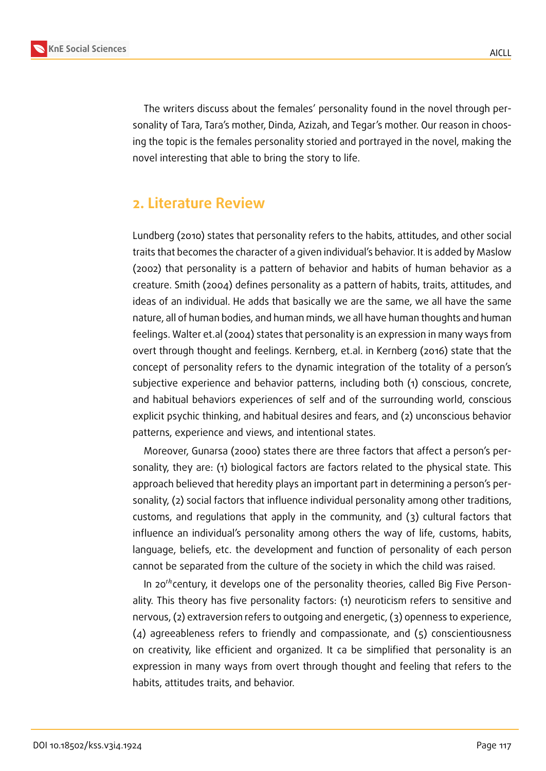The writers discuss about the females' personality found in the novel through personality of Tara, Tara's mother, Dinda, Azizah, and Tegar's mother. Our reason in choosing the topic is the females personality storied and portrayed in the novel, making the novel interesting that able to bring the story to life.

## 2. Literature Review

Lundberg (2010) states that personality refers to the habits, attitudes, and other social traits that becomes the character of a given individual's behavior. It is added by Maslow (2002) that personality is a pattern of behavior and habits of human behavior as a creature. Smith (2004) defines personality as a pattern of habits, traits, attitudes, and ideas of an individual. He adds that basically we are the same, we all have the same nature, all of human bodies, and human minds, we all have human thoughts and human feelings. Walter et.al (2004) states that personality is an expression in many ways from overt through thought and feelings. Kernberg, et.al. in Kernberg (2016) state that the concept of personality refers to the dynamic integration of the totality of a person's subjective experience and behavior patterns, including both (1) conscious, concrete, and habitual behaviors experiences of self and of the surrounding world, conscious explicit psychic thinking, and habitual desires and fears, and (2) unconscious behavior patterns, experience and views, and intentional states.

Moreover, Gunarsa (2000) states there are three factors that affect a person's personality, they are: (1) biological factors are factors related to the physical state. This approach believed that heredity plays an important part in determining a person's personality, (2) social factors that influence individual personality among other traditions, customs, and regulations that apply in the community, and (3) cultural factors that influence an individual's personality among others the way of life, customs, habits, language, beliefs, etc. the development and function of personality of each person cannot be separated from the culture of the society in which the child was raised.

In 20$^{th}$century, it develops one of the personality theories, called Big Five Personality. This theory has five personality factors: (1) neuroticism refers to sensitive and nervous, (2) extraversion refers to outgoing and energetic, (3) openness to experience, (4) agreeableness refers to friendly and compassionate, and (5) conscientiousness on creativity, like efficient and organized. It ca be simplified that personality is an expression in many ways from overt through thought and feeling that refers to the habits, attitudes traits, and behavior.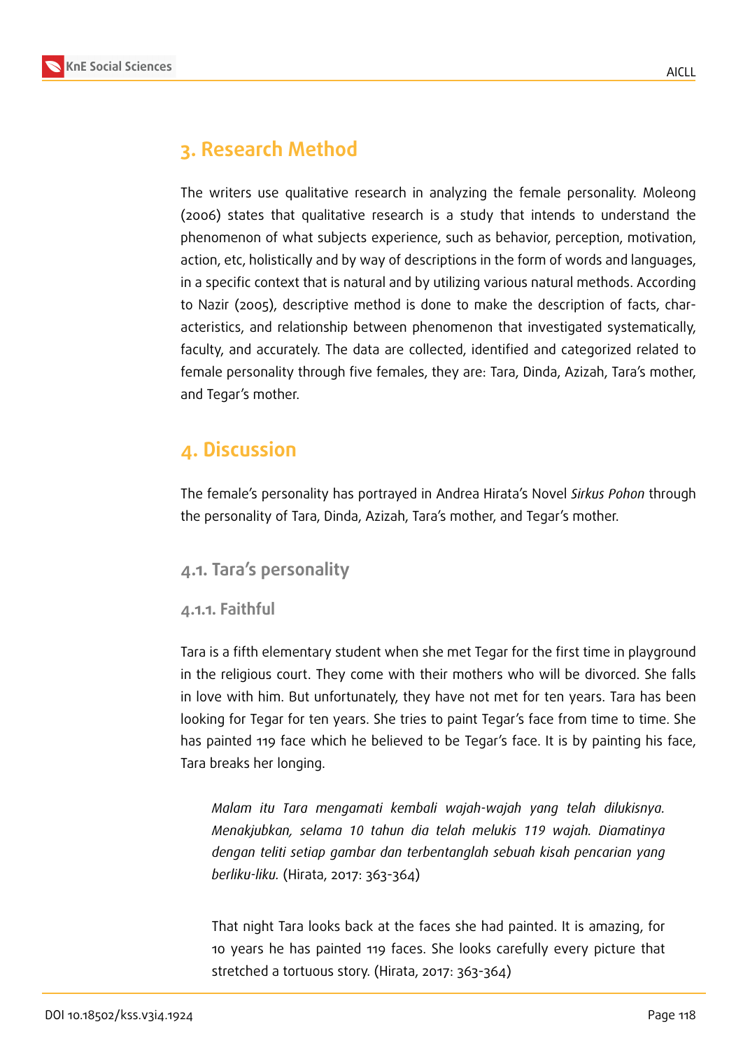## 3. Research Method

The writers use qualitative research in analyzing the female personality. Moleong (2006) states that qualitative research is a study that intends to understand the phenomenon of what subjects experience, such as behavior, perception, motivation, action, etc, holistically and by way of descriptions in the form of words and languages, in a specific context that is natural and by utilizing various natural methods. According to Nazir (2005), descriptive method is done to make the description of facts, characteristics, and relationship between phenomenon that investigated systematically, faculty, and accurately. The data are collected, identified and categorized related to female personality through five females, they are: Tara, Dinda, Azizah, Tara's mother, and Tegar's mother.

## 4. Discussion

The female's personality has portrayed in Andrea Hirata's Novel *Sirkus Pohon* through the personality of Tara, Dinda, Azizah, Tara's mother, and Tegar's mother.

### 4.1. Tara's personality

#### 4.1.1. Faithful

Tara is a fifth elementary student when she met Tegar for the first time in playground in the religious court. They come with their mothers who will be divorced. She falls in love with him. But unfortunately, they have not met for ten years. Tara has been looking for Tegar for ten years. She tries to paint Tegar's face from time to time. She has painted 119 face which he believed to be Tegar's face. It is by painting his face, Tara breaks her longing.

> *Malam itu Tara mengamati kembali wajah-wajah yang telah dilukisnya. Menakjubkan, selama 10 tahun dia telah melukis 119 wajah. Diamatinya dengan teliti setiap gambar dan terbentanglah sebuah kisah pencarian yang berliku-liku.* (Hirata, 2017: 363-364)

> That night Tara looks back at the faces she had painted. It is amazing, for 10 years he has painted 119 faces. She looks carefully every picture that stretched a tortuous story. (Hirata, 2017: 363-364)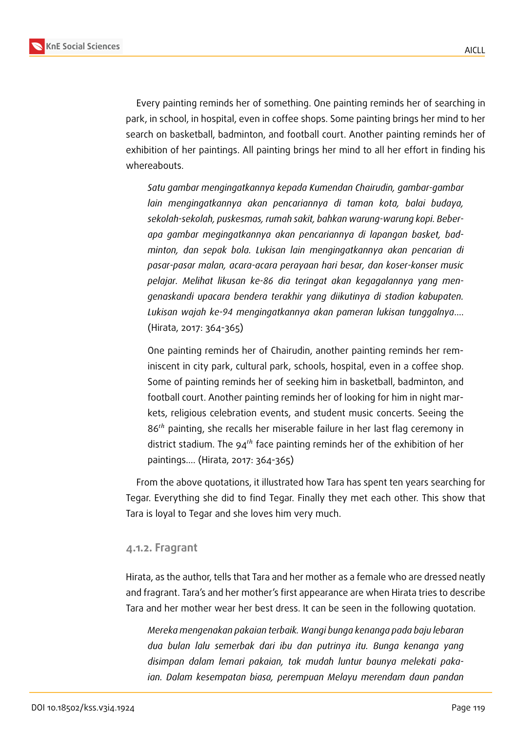Every painting reminds her of something. One painting reminds her of searching in park, in school, in hospital, even in coffee shops. Some painting brings her mind to her search on basketball, badminton, and football court. Another painting reminds her of exhibition of her paintings. All painting brings her mind to all her effort in finding his whereabouts.

> *Satu gambar mengingatkannya kepada Kumendan Chairudin, gambar-gambar lain mengingatkannya akan pencariannya di taman kota, balai budaya, sekolah-sekolah, puskesmas, rumah sakit, bahkan warung-warung kopi. Beberapa gambar megingatkannya akan pencariannya di lapangan basket, badminton, dan sepak bola. Lukisan lain mengingatkannya akan pencarian di pasar-pasar malan, acara-acara perayaan hari besar, dan koser-konser music pelajar. Melihat likusan ke-86 dia teringat akan kegagalannya yang mengenaskandi upacara bendera terakhir yang diikutinya di stadion kabupaten. Lukisan wajah ke-94 mengingatkannya akan pameran lukisan tunggalnya....* (Hirata, 2017: 364-365)

> One painting reminds her of Chairudin, another painting reminds her reminiscent in city park, cultural park, schools, hospital, even in a coffee shop. Some of painting reminds her of seeking him in basketball, badminton, and football court. Another painting reminds her of looking for him in night markets, religious celebration events, and student music concerts. Seeing the 86*th* painting, she recalls her miserable failure in her last flag ceremony in district stadium. The 94*th* face painting reminds her of the exhibition of her paintings.... (Hirata, 2017: 364-365)

From the above quotations, it illustrated how Tara has spent ten years searching for Tegar. Everything she did to find Tegar. Finally they met each other. This show that Tara is loyal to Tegar and she loves him very much.

### 4.1.2. Fragrant

Hirata, as the author, tells that Tara and her mother as a female who are dressed neatly and fragrant. Tara's and her mother's first appearance are when Hirata tries to describe Tara and her mother wear her best dress. It can be seen in the following quotation.

> *Mereka mengenakan pakaian terbaik. Wangi bunga kenanga pada baju lebaran dua bulan lalu semerbak dari ibu dan putrinya itu. Bunga kenanga yang disimpan dalam lemari pakaian, tak mudah luntur baunya melekati pakaian. Dalam kesempatan biasa, perempuan Melayu merendam daun pandan*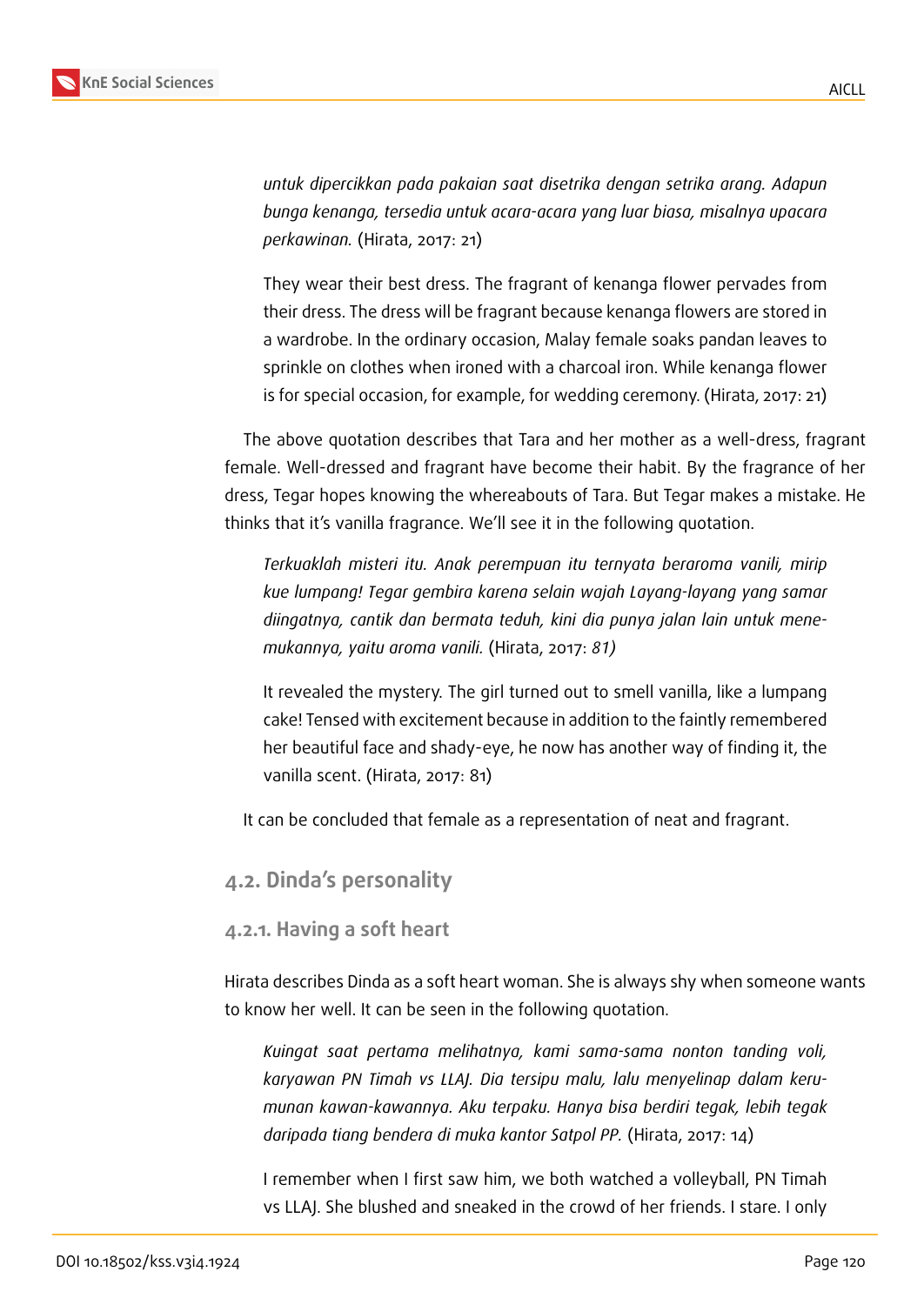*untuk dipercikkan pada pakaian saat disetrika dengan setrika arang. Adapun bunga kenanga, tersedia untuk acara-acara yang luar biasa, misalnya upacara perkawinan.* (Hirata, 2017: 21)

They wear their best dress. The fragrant of kenanga flower pervades from their dress. The dress will be fragrant because kenanga flowers are stored in a wardrobe. In the ordinary occasion, Malay female soaks pandan leaves to sprinkle on clothes when ironed with a charcoal iron. While kenanga flower is for special occasion, for example, for wedding ceremony. (Hirata, 2017: 21)

The above quotation describes that Tara and her mother as a well-dress, fragrant female. Well-dressed and fragrant have become their habit. By the fragrance of her dress, Tegar hopes knowing the whereabouts of Tara. But Tegar makes a mistake. He thinks that it's vanilla fragrance. We'll see it in the following quotation.

*Terkuaklah misteri itu. Anak perempuan itu ternyata beraroma vanili, mirip kue lumpang! Tegar gembira karena selain wajah Layang-layang yang samar diingatnya, cantik dan bermata teduh, kini dia punya jalan lain untuk menemukannya, yaitu aroma vanili.* (Hirata, 2017: *81)*

It revealed the mystery. The girl turned out to smell vanilla, like a lumpang cake! Tensed with excitement because in addition to the faintly remembered her beautiful face and shady-eye, he now has another way of finding it, the vanilla scent. (Hirata, 2017: 81)

It can be concluded that female as a representation of neat and fragrant.

## 4.2. Dinda's personality

### 4.2.1. Having a soft heart

Hirata describes Dinda as a soft heart woman. She is always shy when someone wants to know her well. It can be seen in the following quotation.

*Kuingat saat pertama melihatnya, kami sama-sama nonton tanding voli, karyawan PN Timah vs LLAJ. Dia tersipu malu, lalu menyelinap dalam kerumunan kawan-kawannya. Aku terpaku. Hanya bisa berdiri tegak, lebih tegak daripada tiang bendera di muka kantor Satpol PP.* (Hirata, 2017: 14)

I remember when I first saw him, we both watched a volleyball, PN Timah vs LLAJ. She blushed and sneaked in the crowd of her friends. I stare. I only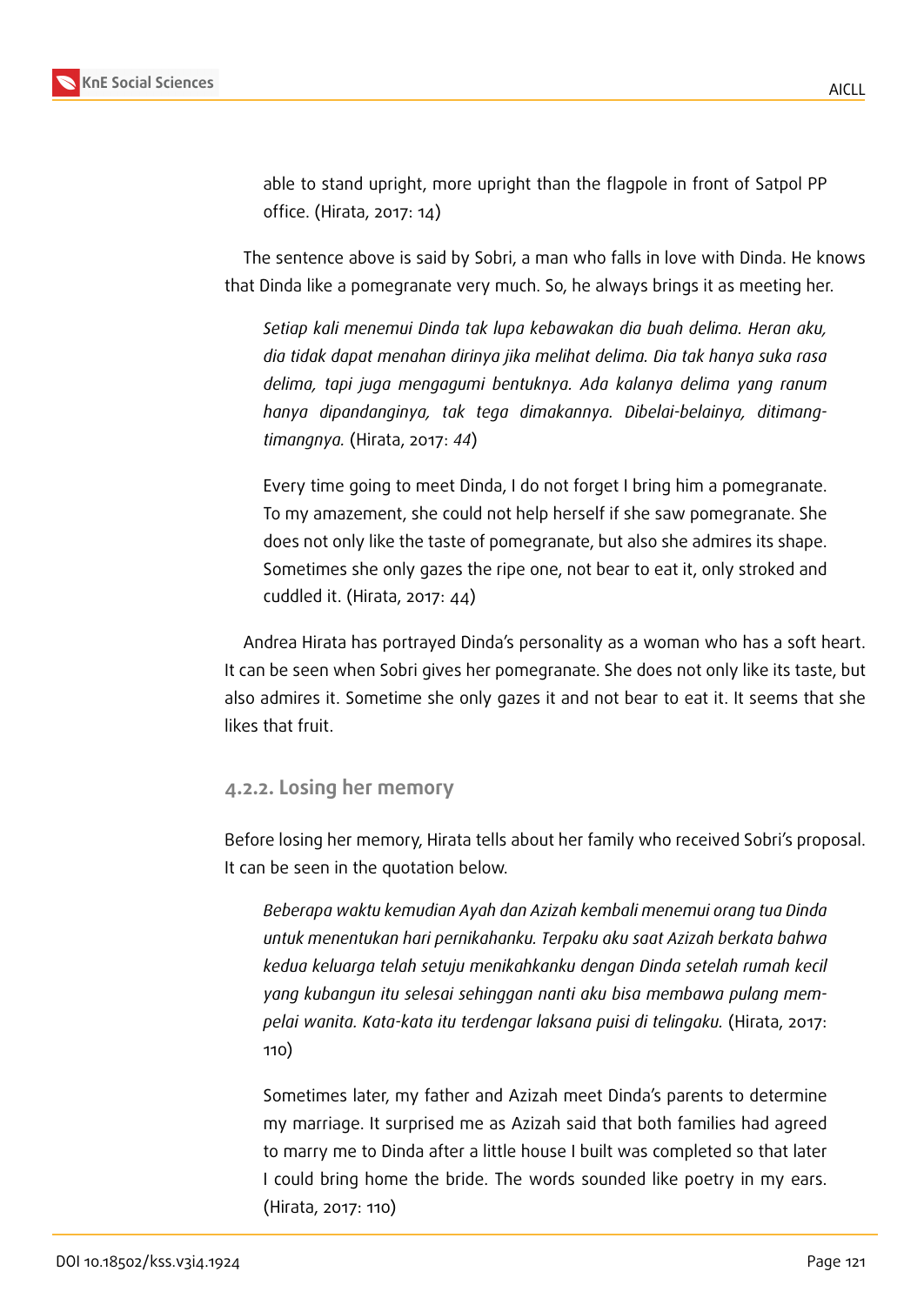able to stand upright, more upright than the flagpole in front of Satpol PP office. (Hirata, 2017: 14)

The sentence above is said by Sobri, a man who falls in love with Dinda. He knows that Dinda like a pomegranate very much. So, he always brings it as meeting her.

> *Setiap kali menemui Dinda tak lupa kebawakan dia buah delima. Heran aku, dia tidak dapat menahan dirinya jika melihat delima. Dia tak hanya suka rasa delima, tapi juga mengagumi bentuknya. Ada kalanya delima yang ranum hanya dipandanginya, tak tega dimakannya. Dibelai-belainya, ditimang-timangnya.* (Hirata, 2017: *44*)
>
> Every time going to meet Dinda, I do not forget I bring him a pomegranate. To my amazement, she could not help herself if she saw pomegranate. She does not only like the taste of pomegranate, but also she admires its shape. Sometimes she only gazes the ripe one, not bear to eat it, only stroked and cuddled it. (Hirata, 2017: 44)

Andrea Hirata has portrayed Dinda's personality as a woman who has a soft heart. It can be seen when Sobri gives her pomegranate. She does not only like its taste, but also admires it. Sometime she only gazes it and not bear to eat it. It seems that she likes that fruit.

#### 4.2.2. Losing her memory

Before losing her memory, Hirata tells about her family who received Sobri's proposal. It can be seen in the quotation below.

> *Beberapa waktu kemudian Ayah dan Azizah kembali menemui orang tua Dinda untuk menentukan hari pernikahanku. Terpaku aku saat Azizah berkata bahwa kedua keluarga telah setuju menikahkanku dengan Dinda setelah rumah kecil yang kubangun itu selesai sehingga nanti aku bisa membawa pulang mempelai wanita. Kata-kata itu terdengar laksana puisi di telingaku.* (Hirata, 2017: 110)
>
> Sometimes later, my father and Azizah meet Dinda's parents to determine my marriage. It surprised me as Azizah said that both families had agreed to marry me to Dinda after a little house I built was completed so that later I could bring home the bride. The words sounded like poetry in my ears. (Hirata, 2017: 110)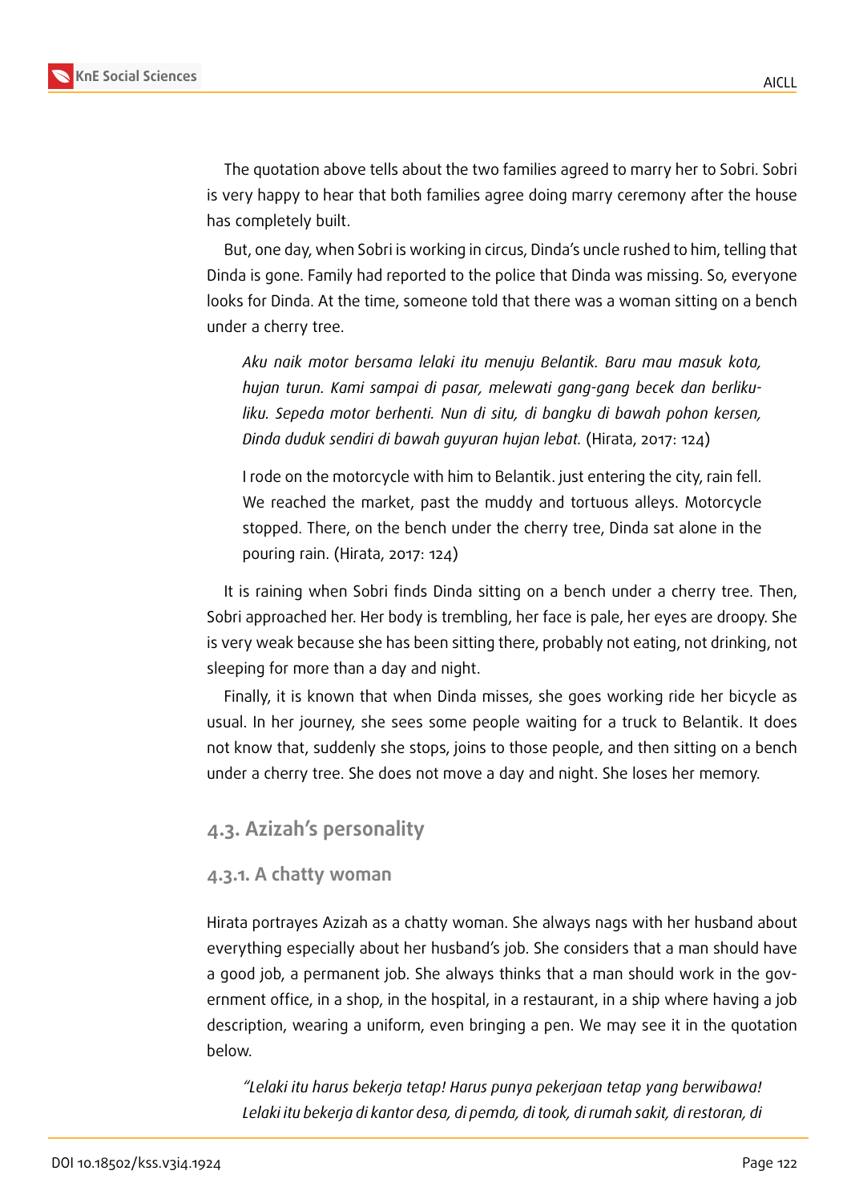The quotation above tells about the two families agreed to marry her to Sobri. Sobri is very happy to hear that both families agree doing marry ceremony after the house has completely built.

But, one day, when Sobri is working in circus, Dinda's uncle rushed to him, telling that Dinda is gone. Family had reported to the police that Dinda was missing. So, everyone looks for Dinda. At the time, someone told that there was a woman sitting on a bench under a cherry tree.

> *Aku naik motor bersama lelaki itu menuju Belantik. Baru mau masuk kota, hujan turun. Kami sampai di pasar, melewati gang-gang becek dan berliku-liku. Sepeda motor berhenti. Nun di situ, di bangku di bawah pohon kersen, Dinda duduk sendiri di bawah guyuran hujan lebat.* (Hirata, 2017: 124)
>
> I rode on the motorcycle with him to Belantik. just entering the city, rain fell. We reached the market, past the muddy and tortuous alleys. Motorcycle stopped. There, on the bench under the cherry tree, Dinda sat alone in the pouring rain. (Hirata, 2017: 124)

It is raining when Sobri finds Dinda sitting on a bench under a cherry tree. Then, Sobri approached her. Her body is trembling, her face is pale, her eyes are droopy. She is very weak because she has been sitting there, probably not eating, not drinking, not sleeping for more than a day and night.

Finally, it is known that when Dinda misses, she goes working ride her bicycle as usual. In her journey, she sees some people waiting for a truck to Belantik. It does not know that, suddenly she stops, joins to those people, and then sitting on a bench under a cherry tree. She does not move a day and night. She loses her memory.

## 4.3. Azizah's personality

### 4.3.1. A chatty woman

Hirata portrayes Azizah as a chatty woman. She always nags with her husband about everything especially about her husband's job. She considers that a man should have a good job, a permanent job. She always thinks that a man should work in the government office, in a shop, in the hospital, in a restaurant, in a ship where having a job description, wearing a uniform, even bringing a pen. We may see it in the quotation below.

> *"Lelaki itu harus bekerja tetap! Harus punya pekerjaan tetap yang berwibawa! Lelaki itu bekerja di kantor desa, di pemda, di took, di rumah sakit, di restoran, di*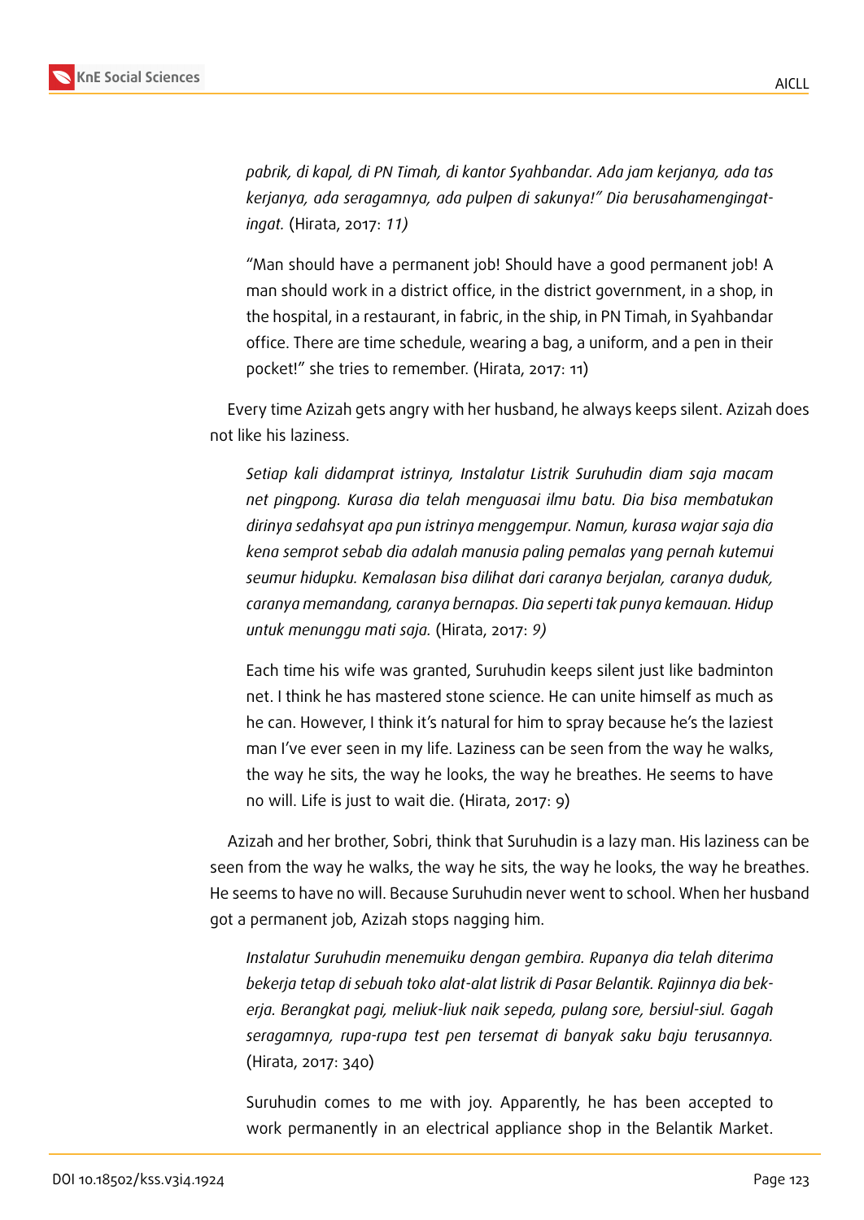> *pabrik, di kapal, di PN Timah, di kantor Syahbandar. Ada jam kerjanya, ada tas kerjanya, ada seragamnya, ada pulpen di sakunya!" Dia berusahamengingat-ingat.* (Hirata, 2017: *11)*

> "Man should have a permanent job! Should have a good permanent job! A man should work in a district office, in the district government, in a shop, in the hospital, in a restaurant, in fabric, in the ship, in PN Timah, in Syahbandar office. There are time schedule, wearing a bag, a uniform, and a pen in their pocket!" she tries to remember. (Hirata, 2017: 11)

Every time Azizah gets angry with her husband, he always keeps silent. Azizah does not like his laziness.

> *Setiap kali didamprat istrinya, Instalatur Listrik Suruhudin diam saja macam net pingpong. Kurasa dia telah menguasai ilmu batu. Dia bisa membatukan dirinya sedahsyat apa pun istrinya menggempur. Namun, kurasa wajar saja dia kena semprot sebab dia adalah manusia paling pemalas yang pernah kutemui seumur hidupku. Kemalasan bisa dilihat dari caranya berjalan, caranya duduk, caranya memandang, caranya bernapas. Dia seperti tak punya kemauan. Hidup untuk menunggu mati saja.* (Hirata, 2017: *9)*

> Each time his wife was granted, Suruhudin keeps silent just like badminton net. I think he has mastered stone science. He can unite himself as much as he can. However, I think it's natural for him to spray because he's the laziest man I've ever seen in my life. Laziness can be seen from the way he walks, the way he sits, the way he looks, the way he breathes. He seems to have no will. Life is just to wait die. (Hirata, 2017: 9)

Azizah and her brother, Sobri, think that Suruhudin is a lazy man. His laziness can be seen from the way he walks, the way he sits, the way he looks, the way he breathes. He seems to have no will. Because Suruhudin never went to school. When her husband got a permanent job, Azizah stops nagging him.

> *Instalatur Suruhudin menemuiku dengan gembira. Rupanya dia telah diterima bekerja tetap di sebuah toko alat-alat listrik di Pasar Belantik. Rajinnya dia bekerja. Berangkat pagi, meliuk-liuk naik sepeda, pulang sore, bersiul-siul. Gagah seragamnya, rupa-rupa test pen tersemat di banyak saku baju terusannya.* (Hirata, 2017: 340)

> Suruhudin comes to me with joy. Apparently, he has been accepted to work permanently in an electrical appliance shop in the Belantik Market.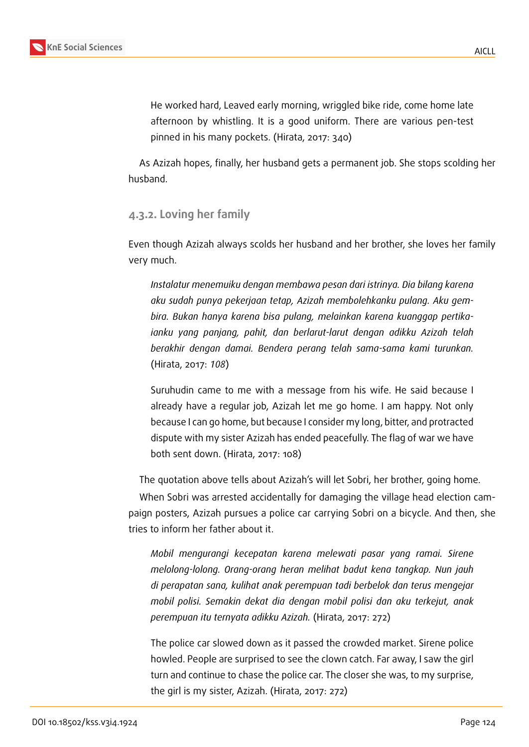> He worked hard, Leaved early morning, wriggled bike ride, come home late afternoon by whistling. It is a good uniform. There are various pen-test pinned in his many pockets. (Hirata, 2017: 340)

As Azizah hopes, finally, her husband gets a permanent job. She stops scolding her husband.

### 4.3.2. Loving her family

Even though Azizah always scolds her husband and her brother, she loves her family very much.

> *Instalatur menemuiku dengan membawa pesan dari istrinya. Dia bilang karena aku sudah punya pekerjaan tetap, Azizah membolehkanku pulang. Aku gembira. Bukan hanya karena bisa pulang, melainkan karena kuanggap pertikaianku yang panjang, pahit, dan berlarut-larut dengan adikku Azizah telah berakhir dengan damai. Bendera perang telah sama-sama kami turunkan.* (Hirata, 2017: *108*)

> Suruhudin came to me with a message from his wife. He said because I already have a regular job, Azizah let me go home. I am happy. Not only because I can go home, but because I consider my long, bitter, and protracted dispute with my sister Azizah has ended peacefully. The flag of war we have both sent down. (Hirata, 2017: 108)

The quotation above tells about Azizah's will let Sobri, her brother, going home.

When Sobri was arrested accidentally for damaging the village head election campaign posters, Azizah pursues a police car carrying Sobri on a bicycle. And then, she tries to inform her father about it.

> *Mobil mengurangi kecepatan karena melewati pasar yang ramai. Sirene melolong-lolong. Orang-orang heran melihat badut kena tangkap. Nun jauh di perapatan sana, kulihat anak perempuan tadi berbelok dan terus mengejar mobil polisi. Semakin dekat dia dengan mobil polisi dan aku terkejut, anak perempuan itu ternyata adikku Azizah.* (Hirata, 2017: 272)

> The police car slowed down as it passed the crowded market. Sirene police howled. People are surprised to see the clown catch. Far away, I saw the girl turn and continue to chase the police car. The closer she was, to my surprise, the girl is my sister, Azizah. (Hirata, 2017: 272)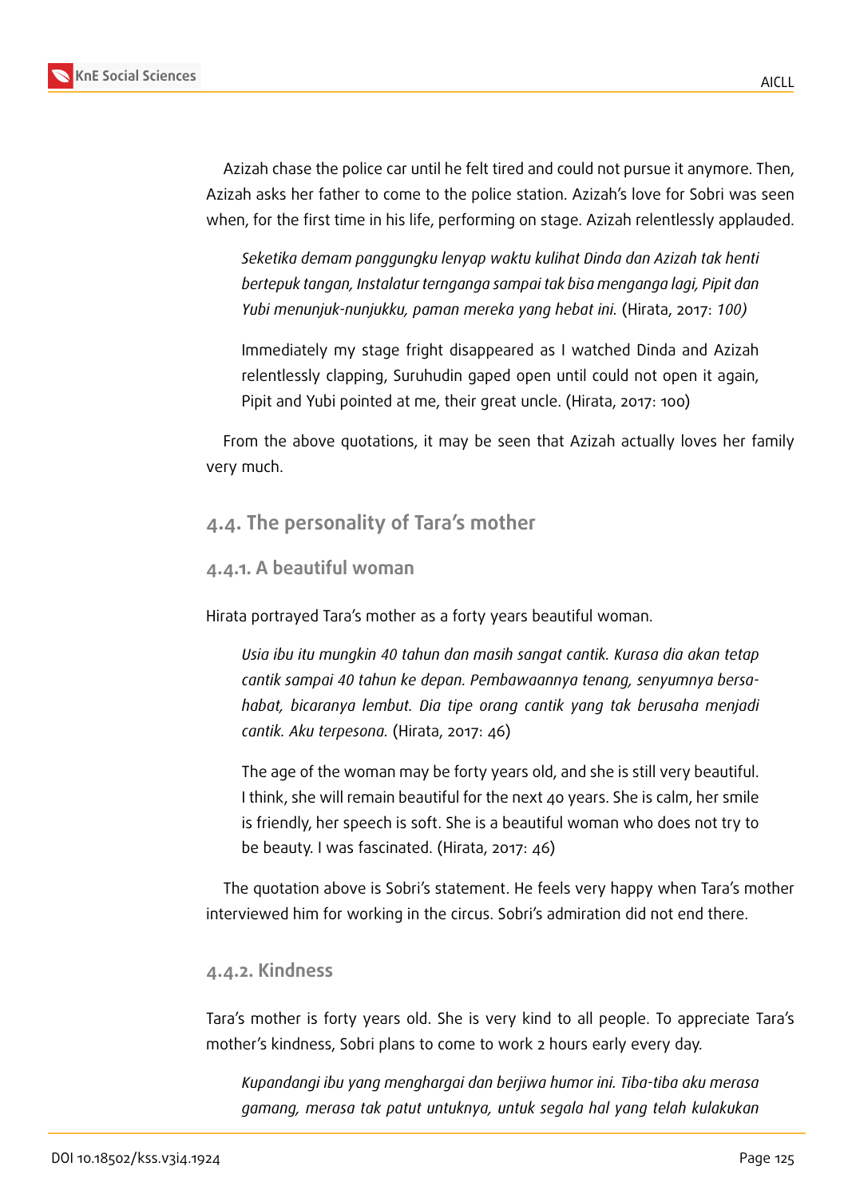Azizah chase the police car until he felt tired and could not pursue it anymore. Then, Azizah asks her father to come to the police station. Azizah's love for Sobri was seen when, for the first time in his life, performing on stage. Azizah relentlessly applauded.

> *Seketika demam panggungku lenyap waktu kulihat Dinda dan Azizah tak henti bertepuk tangan, Instalatur ternganga sampai tak bisa menganga lagi, Pipit dan Yubi menunjuk-nunjukku, paman mereka yang hebat ini.* (Hirata, 2017: *100)*

> Immediately my stage fright disappeared as I watched Dinda and Azizah relentlessly clapping, Suruhudin gaped open until could not open it again, Pipit and Yubi pointed at me, their great uncle. (Hirata, 2017: 100)

From the above quotations, it may be seen that Azizah actually loves her family very much.

### 4.4. The personality of Tara's mother

#### 4.4.1. A beautiful woman

Hirata portrayed Tara's mother as a forty years beautiful woman.

> *Usia ibu itu mungkin 40 tahun dan masih sangat cantik. Kurasa dia akan tetap cantik sampai 40 tahun ke depan. Pembawaannya tenang, senyumnya bersahabat, bicaranya lembut. Dia tipe orang cantik yang tak berusaha menjadi cantik. Aku terpesona.* (Hirata, 2017: 46)

> The age of the woman may be forty years old, and she is still very beautiful. I think, she will remain beautiful for the next 40 years. She is calm, her smile is friendly, her speech is soft. She is a beautiful woman who does not try to be beauty. I was fascinated. (Hirata, 2017: 46)

The quotation above is Sobri's statement. He feels very happy when Tara's mother interviewed him for working in the circus. Sobri's admiration did not end there.

#### 4.4.2. Kindness

Tara's mother is forty years old. She is very kind to all people. To appreciate Tara's mother's kindness, Sobri plans to come to work 2 hours early every day.

> *Kupandangi ibu yang menghargai dan berjiwa humor ini. Tiba-tiba aku merasa gamang, merasa tak patut untuknya, untuk segala hal yang telah kulakukan*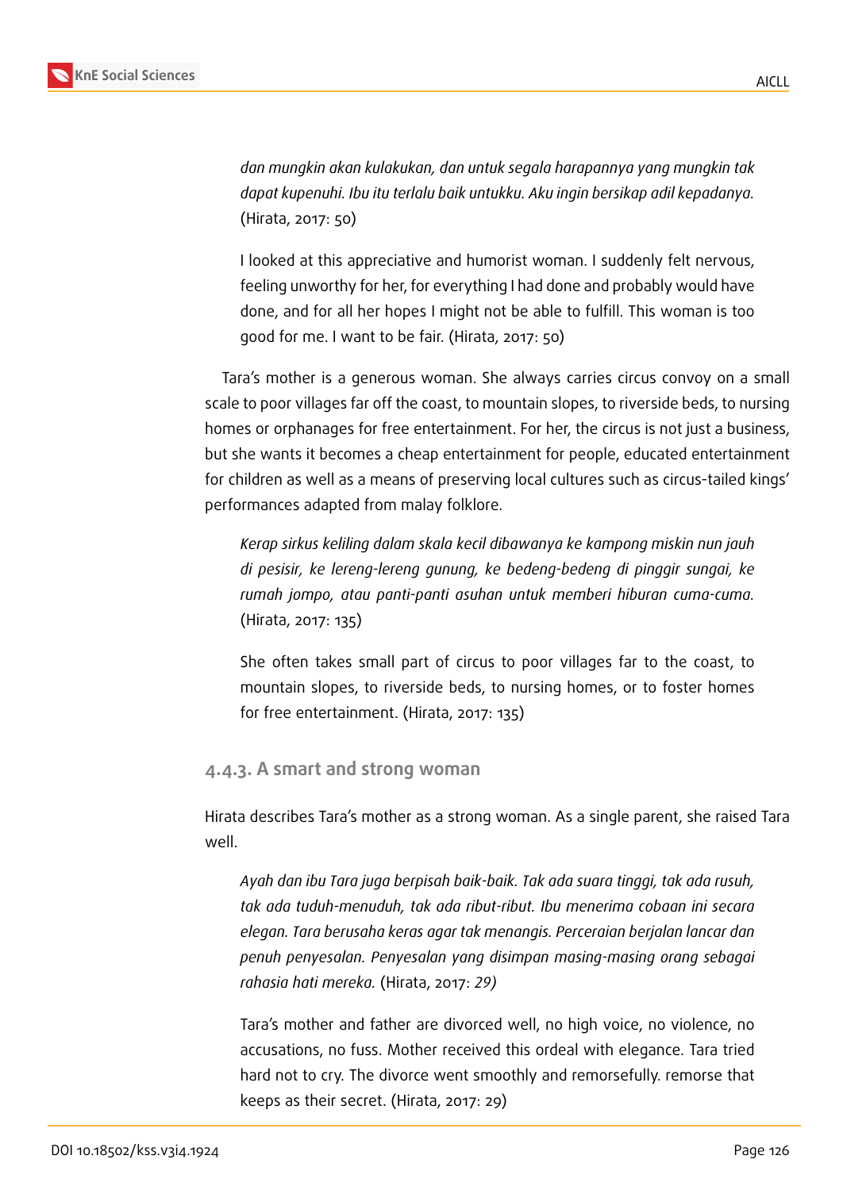*dan mungkin akan kulakukan, dan untuk segala harapannya yang mungkin tak dapat kupenuhi. Ibu itu terlalu baik untukku. Aku ingin bersikap adil kepadanya.* (Hirata, 2017: 50)

I looked at this appreciative and humorist woman. I suddenly felt nervous, feeling unworthy for her, for everything I had done and probably would have done, and for all her hopes I might not be able to fulfill. This woman is too good for me. I want to be fair. (Hirata, 2017: 50)

Tara's mother is a generous woman. She always carries circus convoy on a small scale to poor villages far off the coast, to mountain slopes, to riverside beds, to nursing homes or orphanages for free entertainment. For her, the circus is not just a business, but she wants it becomes a cheap entertainment for people, educated entertainment for children as well as a means of preserving local cultures such as circus-tailed kings' performances adapted from malay folklore.

*Kerap sirkus keliling dalam skala kecil dibawanya ke kampong miskin nun jauh di pesisir, ke lereng-lereng gunung, ke bedeng-bedeng di pinggir sungai, ke rumah jompo, atau panti-panti asuhan untuk memberi hiburan cuma-cuma.* (Hirata, 2017: 135)

She often takes small part of circus to poor villages far to the coast, to mountain slopes, to riverside beds, to nursing homes, or to foster homes for free entertainment. (Hirata, 2017: 135)

### 4.4.3. A smart and strong woman

Hirata describes Tara's mother as a strong woman. As a single parent, she raised Tara well.

*Ayah dan ibu Tara juga berpisah baik-baik. Tak ada suara tinggi, tak ada rusuh, tak ada tuduh-menuduh, tak ada ribut-ribut. Ibu menerima cobaan ini secara elegan. Tara berusaha keras agar tak menangis. Perceraian berjalan lancar dan penuh penyesalan. Penyesalan yang disimpan masing-masing orang sebagai rahasia hati mereka.* (Hirata, 2017: *29)*

Tara's mother and father are divorced well, no high voice, no violence, no accusations, no fuss. Mother received this ordeal with elegance. Tara tried hard not to cry. The divorce went smoothly and remorsefully. remorse that keeps as their secret. (Hirata, 2017: 29)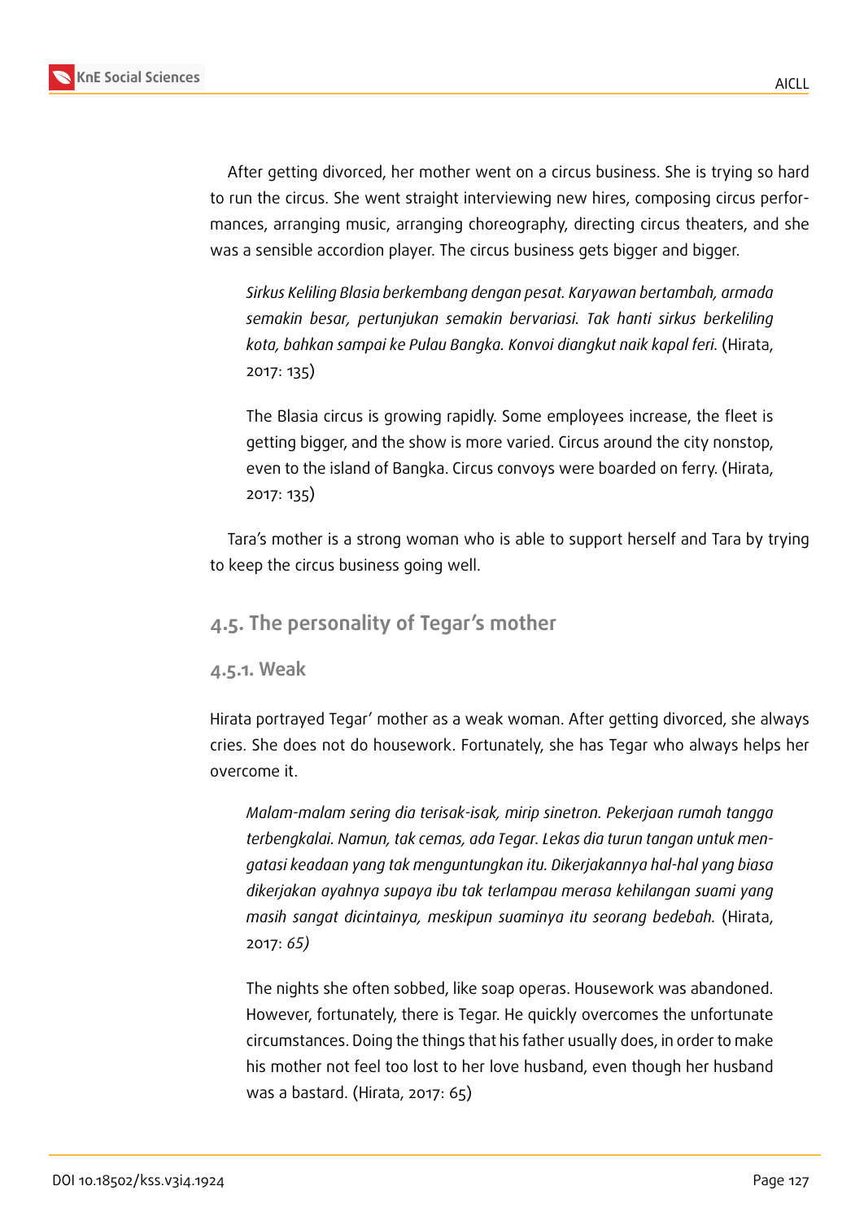After getting divorced, her mother went on a circus business. She is trying so hard to run the circus. She went straight interviewing new hires, composing circus performances, arranging music, arranging choreography, directing circus theaters, and she was a sensible accordion player. The circus business gets bigger and bigger.

> *Sirkus Keliling Blasia berkembang dengan pesat. Karyawan bertambah, armada semakin besar, pertunjukan semakin bervariasi. Tak hanti sirkus berkeliling kota, bahkan sampai ke Pulau Bangka. Konvoi diangkut naik kapal feri.* (Hirata, 2017: 135)

> The Blasia circus is growing rapidly. Some employees increase, the fleet is getting bigger, and the show is more varied. Circus around the city nonstop, even to the island of Bangka. Circus convoys were boarded on ferry. (Hirata, 2017: 135)

Tara's mother is a strong woman who is able to support herself and Tara by trying to keep the circus business going well.

## 4.5. The personality of Tegar's mother

### 4.5.1. Weak

Hirata portrayed Tegar' mother as a weak woman. After getting divorced, she always cries. She does not do housework. Fortunately, she has Tegar who always helps her overcome it.

> *Malam-malam sering dia terisak-isak, mirip sinetron. Pekerjaan rumah tangga terbengkalai. Namun, tak cemas, ada Tegar. Lekas dia turun tangan untuk mengatasi keadaan yang tak menguntungkan itu. Dikerjakannya hal-hal yang biasa dikerjakan ayahnya supaya ibu tak terlampau merasa kehilangan suami yang masih sangat dicintainya, meskipun suaminya itu seorang bedebah.* (Hirata, 2017: *65)*

> The nights she often sobbed, like soap operas. Housework was abandoned. However, fortunately, there is Tegar. He quickly overcomes the unfortunate circumstances. Doing the things that his father usually does, in order to make his mother not feel too lost to her love husband, even though her husband was a bastard. (Hirata, 2017: 65)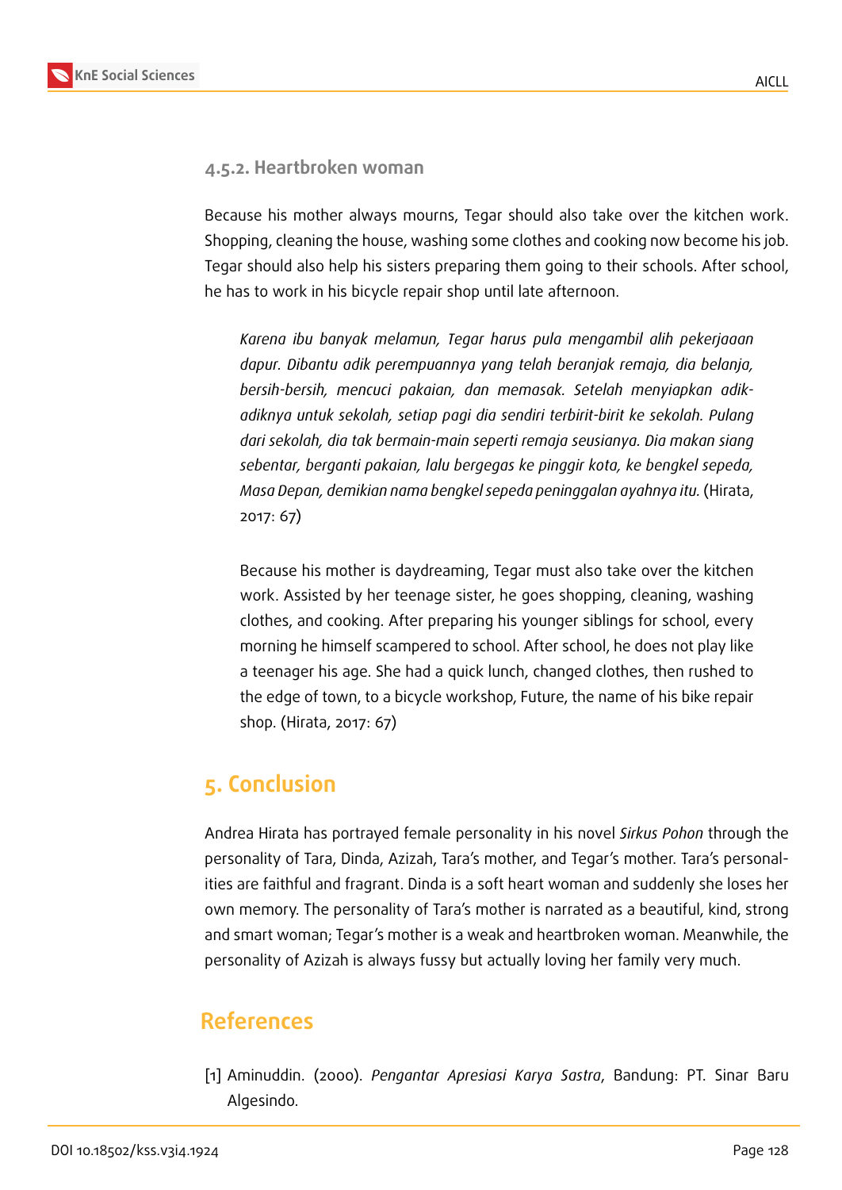#### 4.5.2. Heartbroken woman

Because his mother always mourns, Tegar should also take over the kitchen work. Shopping, cleaning the house, washing some clothes and cooking now become his job. Tegar should also help his sisters preparing them going to their schools. After school, he has to work in his bicycle repair shop until late afternoon.

> *Karena ibu banyak melamun, Tegar harus pula mengambil alih pekerjaaan dapur. Dibantu adik perempuannya yang telah beranjak remaja, dia belanja, bersih-bersih, mencuci pakaian, dan memasak. Setelah menyiapkan adik-adiknya untuk sekolah, setiap pagi dia sendiri terbirit-birit ke sekolah. Pulang dari sekolah, dia tak bermain-main seperti remaja seusianya. Dia makan siang sebentar, berganti pakaian, lalu bergegas ke pinggir kota, ke bengkel sepeda, Masa Depan, demikian nama bengkel sepeda peninggalan ayahnya itu.* (Hirata, 2017: 67)

> Because his mother is daydreaming, Tegar must also take over the kitchen work. Assisted by her teenage sister, he goes shopping, cleaning, washing clothes, and cooking. After preparing his younger siblings for school, every morning he himself scampered to school. After school, he does not play like a teenager his age. She had a quick lunch, changed clothes, then rushed to the edge of town, to a bicycle workshop, Future, the name of his bike repair shop. (Hirata, 2017: 67)

## 5. Conclusion

Andrea Hirata has portrayed female personality in his novel *Sirkus Pohon* through the personality of Tara, Dinda, Azizah, Tara's mother, and Tegar's mother. Tara's personalities are faithful and fragrant. Dinda is a soft heart woman and suddenly she loses her own memory. The personality of Tara's mother is narrated as a beautiful, kind, strong and smart woman; Tegar's mother is a weak and heartbroken woman. Meanwhile, the personality of Azizah is always fussy but actually loving her family very much.

## References

[1] Aminuddin. (2000). *Pengantar Apresiasi Karya Sastra*, Bandung: PT. Sinar Baru Algesindo.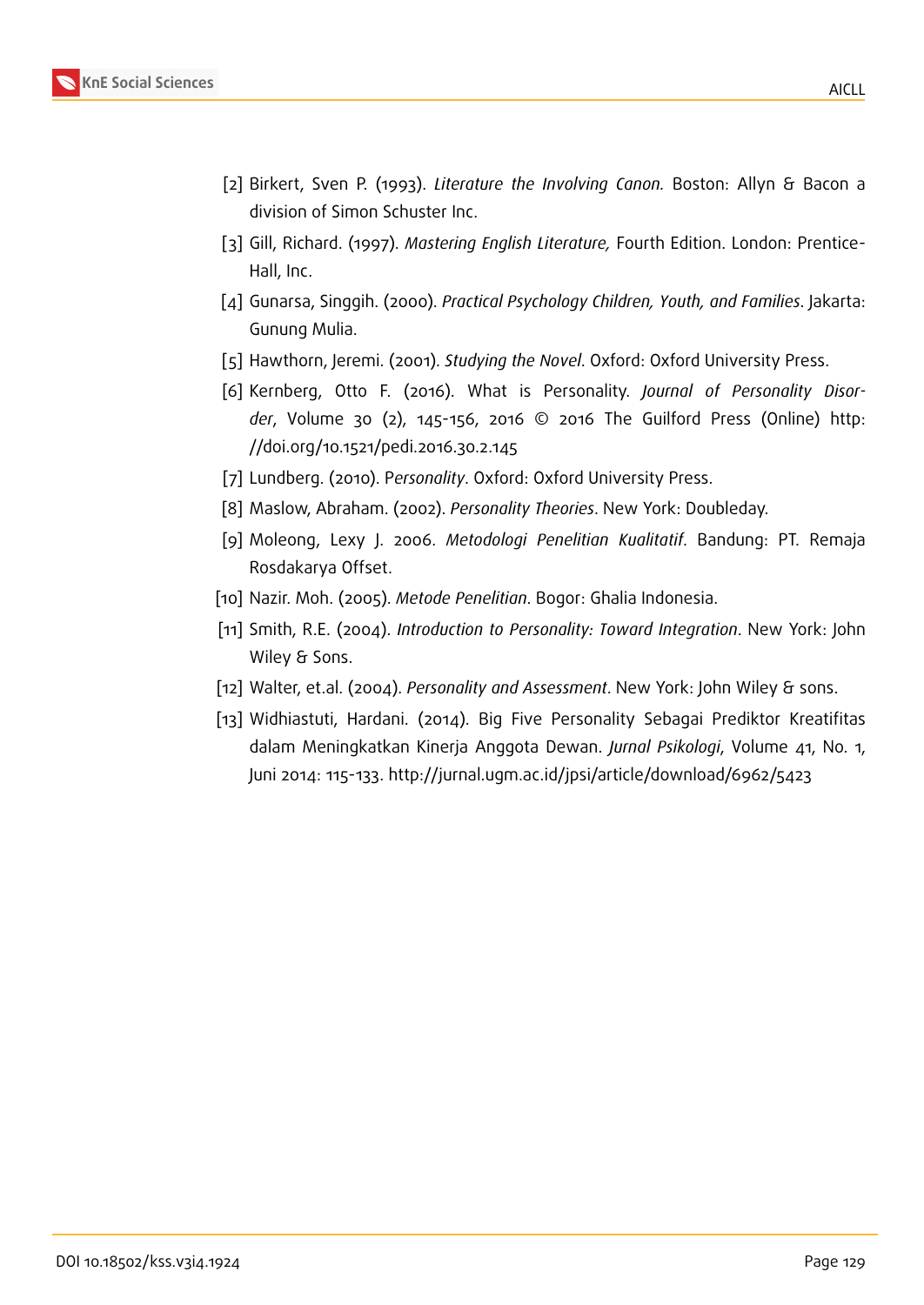[2] Birkert, Sven P. (1993). *Literature the Involving Canon.* Boston: Allyn & Bacon a division of Simon Schuster Inc.

[3] Gill, Richard. (1997). *Mastering English Literature,* Fourth Edition. London: Prentice-Hall, Inc.

[4] Gunarsa, Singgih. (2000). *Practical Psychology Children, Youth, and Families*. Jakarta: Gunung Mulia.

[5] Hawthorn, Jeremi. (2001). *Studying the Novel*. Oxford: Oxford University Press.

[6] Kernberg, Otto F. (2016). What is Personality. *Journal of Personality Disorder*, Volume 30 (2), 145-156, 2016 © 2016 The Guilford Press (Online) http://doi.org/10.1521/pedi.2016.30.2.145

[7] Lundberg. (2010). P*ersonality*. Oxford: Oxford University Press.

[8] Maslow, Abraham. (2002). *Personality Theories*. New York: Doubleday.

[9] Moleong, Lexy J. 2006. *Metodologi Penelitian Kualitatif*. Bandung: PT. Remaja Rosdakarya Offset.

[10] Nazir. Moh. (2005). *Metode Penelitian*. Bogor: Ghalia Indonesia.

[11] Smith, R.E. (2004). *Introduction to Personality: Toward Integration*. New York: John Wiley & Sons.

[12] Walter, et.al. (2004). *Personality and Assessment*. New York: John Wiley & sons.

[13] Widhiastuti, Hardani. (2014). Big Five Personality Sebagai Prediktor Kreatifitas dalam Meningkatkan Kinerja Anggota Dewan. *Jurnal Psikologi*, Volume 41, No. 1, Juni 2014: 115-133. http://jurnal.ugm.ac.id/jpsi/article/download/6962/5423